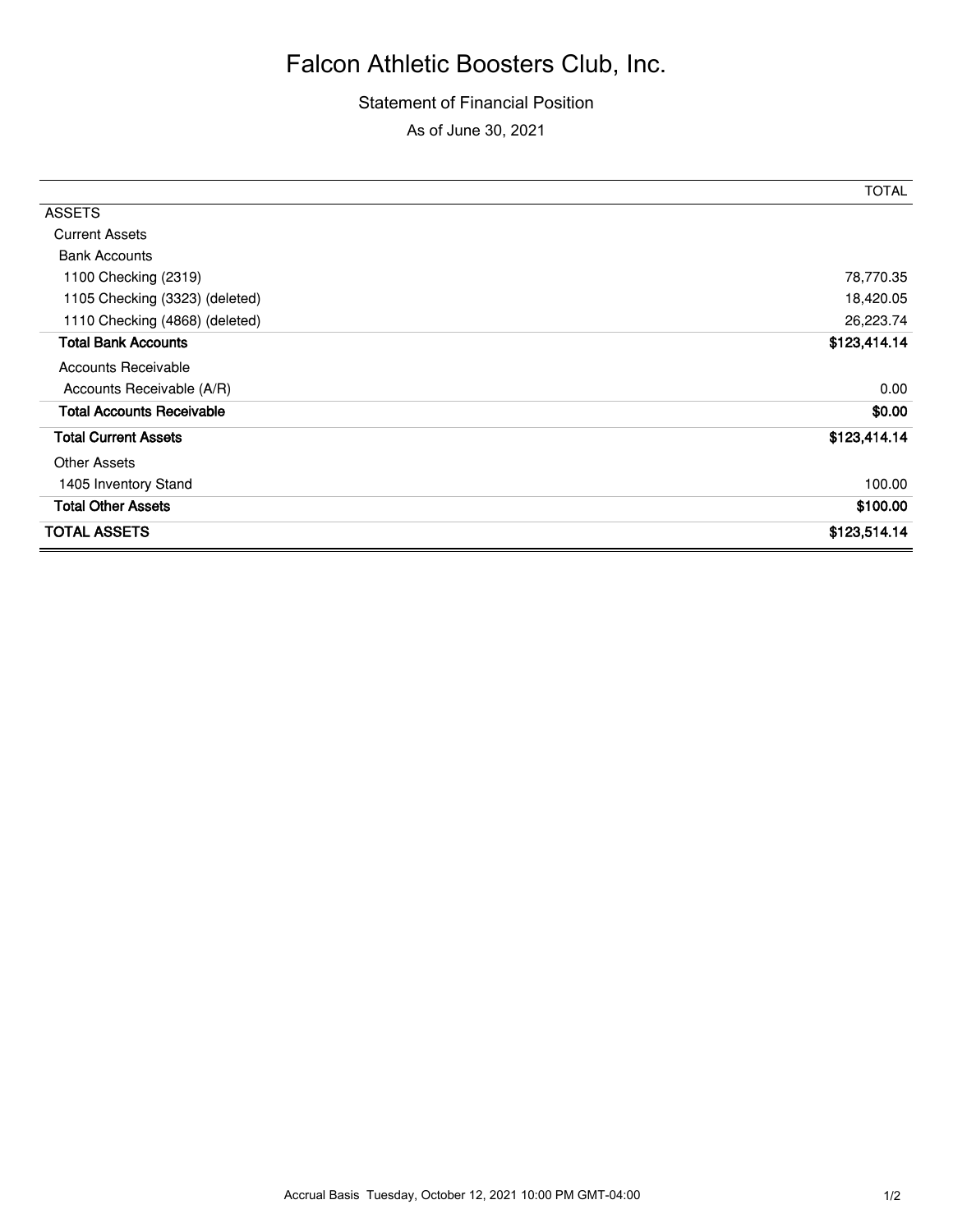# Falcon Athletic Boosters Club, Inc.

Statement of Financial Position

As of June 30, 2021

| | TOTAL |
|---|---|
| ASSETS | |
| Current Assets | |
| Bank Accounts | |
| 1100 Checking (2319) | 78,770.35 |
| 1105 Checking (3323) (deleted) | 18,420.05 |
| 1110 Checking (4868) (deleted) | 26,223.74 |
| **Total Bank Accounts** | **$123,414.14** |
| Accounts Receivable | |
| Accounts Receivable (A/R) | 0.00 |
| **Total Accounts Receivable** | **$0.00** |
| **Total Current Assets** | **$123,414.14** |
| Other Assets | |
| 1405 Inventory Stand | 100.00 |
| **Total Other Assets** | **$100.00** |
| **TOTAL ASSETS** | **$123,514.14** |

Accrual Basis Tuesday, October 12, 2021 10:00 PM GMT-04:00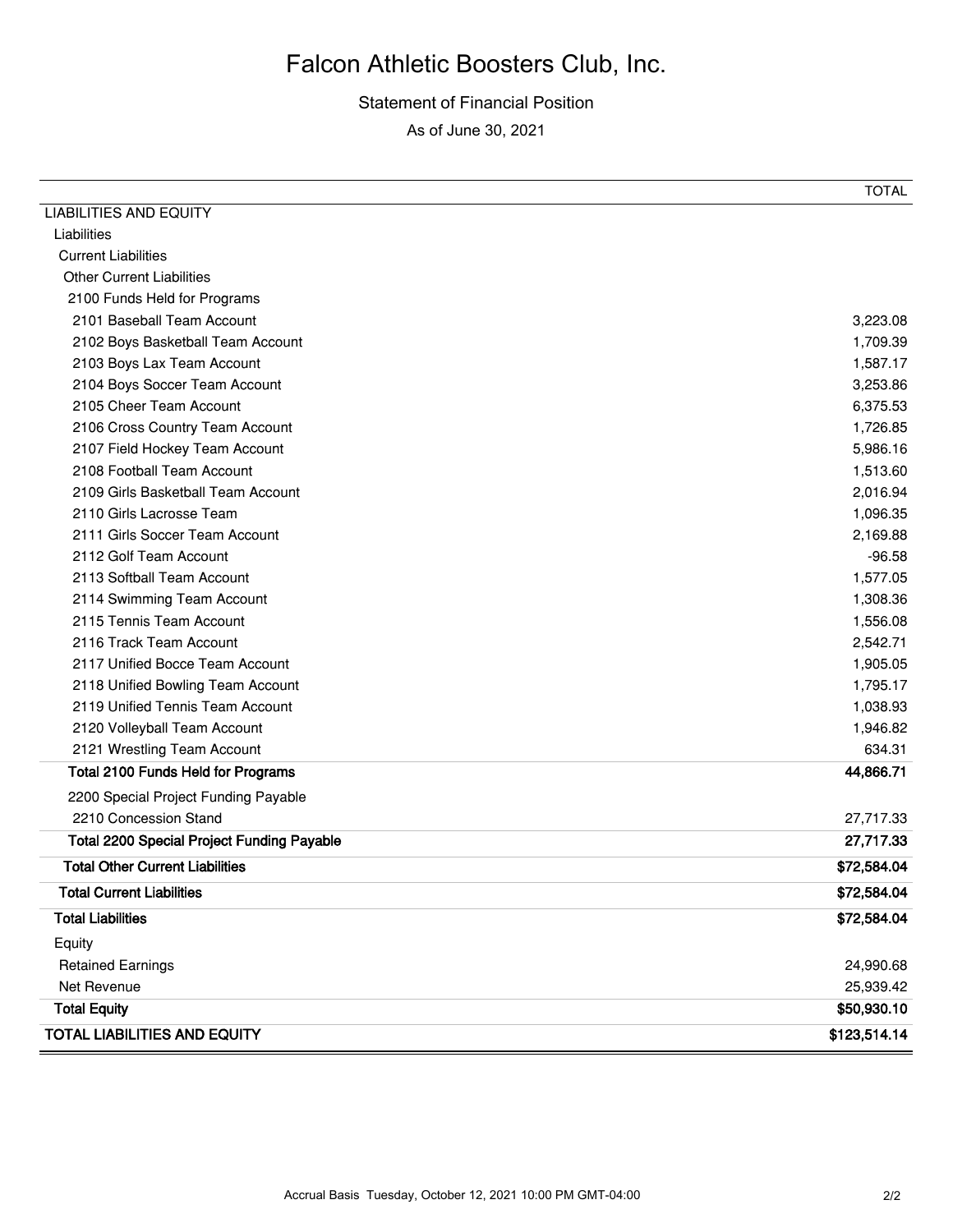# Falcon Athletic Boosters Club, Inc.

Statement of Financial Position

As of June 30, 2021

| | TOTAL |
|---|---|
| LIABILITIES AND EQUITY | |
| Liabilities | |
| Current Liabilities | |
| Other Current Liabilities | |
| 2100 Funds Held for Programs | |
| 2101 Baseball Team Account | 3,223.08 |
| 2102 Boys Basketball Team Account | 1,709.39 |
| 2103 Boys Lax Team Account | 1,587.17 |
| 2104 Boys Soccer Team Account | 3,253.86 |
| 2105 Cheer Team Account | 6,375.53 |
| 2106 Cross Country Team Account | 1,726.85 |
| 2107 Field Hockey Team Account | 5,986.16 |
| 2108 Football Team Account | 1,513.60 |
| 2109 Girls Basketball Team Account | 2,016.94 |
| 2110 Girls Lacrosse Team | 1,096.35 |
| 2111 Girls Soccer Team Account | 2,169.88 |
| 2112 Golf Team Account | -96.58 |
| 2113 Softball Team Account | 1,577.05 |
| 2114 Swimming Team Account | 1,308.36 |
| 2115 Tennis Team Account | 1,556.08 |
| 2116 Track Team Account | 2,542.71 |
| 2117 Unified Bocce Team Account | 1,905.05 |
| 2118 Unified Bowling Team Account | 1,795.17 |
| 2119 Unified Tennis Team Account | 1,038.93 |
| 2120 Volleyball Team Account | 1,946.82 |
| 2121 Wrestling Team Account | 634.31 |
| **Total 2100 Funds Held for Programs** | **44,866.71** |
| 2200 Special Project Funding Payable | |
| 2210 Concession Stand | 27,717.33 |
| **Total 2200 Special Project Funding Payable** | **27,717.33** |
| **Total Other Current Liabilities** | **$72,584.04** |
| **Total Current Liabilities** | **$72,584.04** |
| **Total Liabilities** | **$72,584.04** |
| Equity | |
| Retained Earnings | 24,990.68 |
| Net Revenue | 25,939.42 |
| **Total Equity** | **$50,930.10** |
| **TOTAL LIABILITIES AND EQUITY** | **$123,514.14** |

Accrual Basis Tuesday, October 12, 2021 10:00 PM GMT-04:00